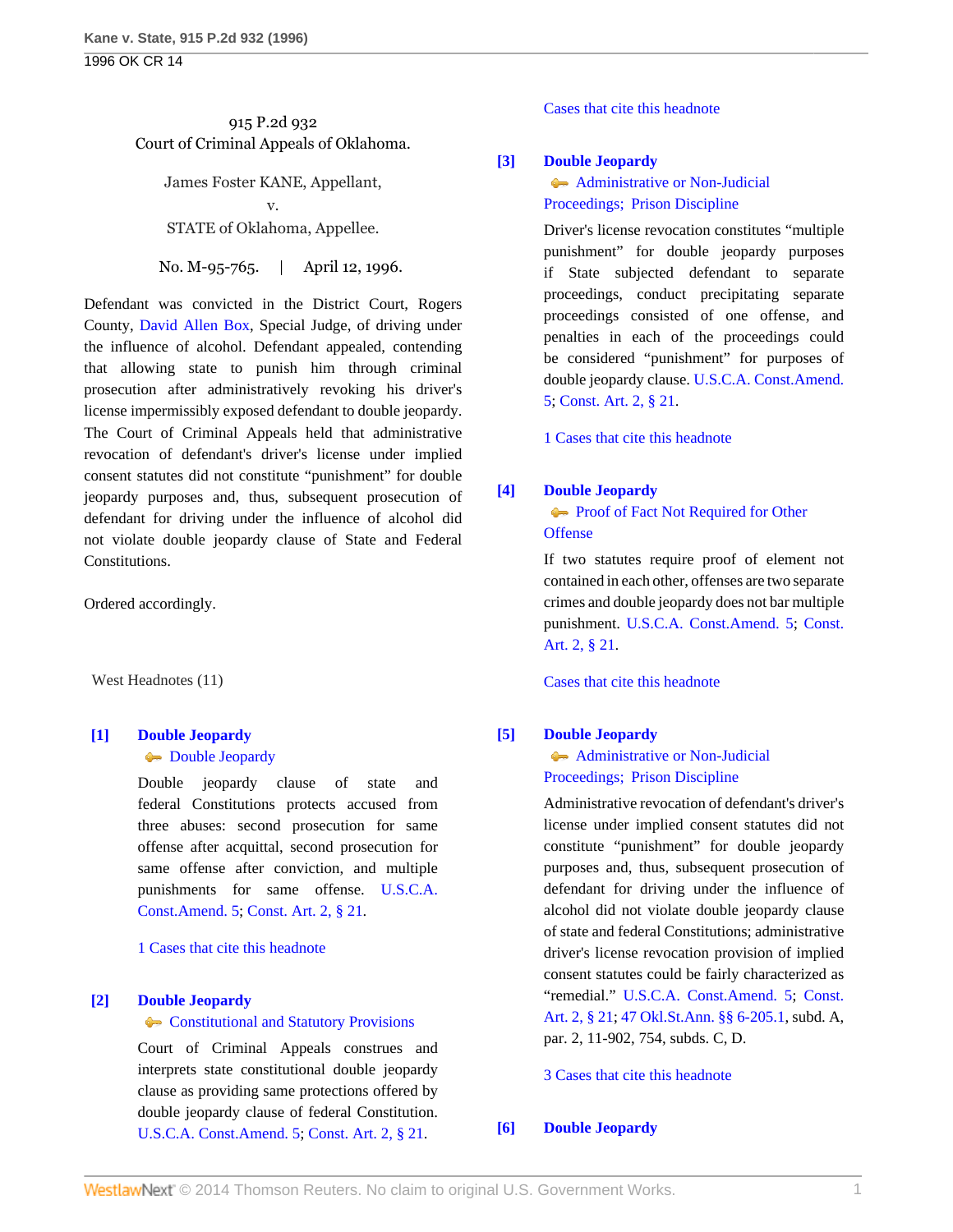915 P.2d 932
Court of Criminal Appeals of Oklahoma.

James Foster KANE, Appellant,
v.
STATE of Oklahoma, Appellee.

No. M-95-765. | April 12, 1996.

Defendant was convicted in the District Court, Rogers County, David Allen Box, Special Judge, of driving under the influence of alcohol. Defendant appealed, contending that allowing state to punish him through criminal prosecution after administratively revoking his driver's license impermissibly exposed defendant to double jeopardy. The Court of Criminal Appeals held that administrative revocation of defendant's driver's license under implied consent statutes did not constitute "punishment" for double jeopardy purposes and, thus, subsequent prosecution of defendant for driving under the influence of alcohol did not violate double jeopardy clause of State and Federal Constitutions.

Ordered accordingly.

West Headnotes (11)

**[1] Double Jeopardy**
Double Jeopardy

Double jeopardy clause of state and federal Constitutions protects accused from three abuses: second prosecution for same offense after acquittal, second prosecution for same offense after conviction, and multiple punishments for same offense. U.S.C.A. Const.Amend. 5; Const. Art. 2, § 21.

1 Cases that cite this headnote

**[2] Double Jeopardy**
Constitutional and Statutory Provisions

Court of Criminal Appeals construes and interprets state constitutional double jeopardy clause as providing same protections offered by double jeopardy clause of federal Constitution. U.S.C.A. Const.Amend. 5; Const. Art. 2, § 21.

Cases that cite this headnote

**[3] Double Jeopardy**
Administrative or Non-Judicial Proceedings; Prison Discipline

Driver's license revocation constitutes "multiple punishment" for double jeopardy purposes if State subjected defendant to separate proceedings, conduct precipitating separate proceedings consisted of one offense, and penalties in each of the proceedings could be considered "punishment" for purposes of double jeopardy clause. U.S.C.A. Const.Amend. 5; Const. Art. 2, § 21.

1 Cases that cite this headnote

**[4] Double Jeopardy**
Proof of Fact Not Required for Other Offense

If two statutes require proof of element not contained in each other, offenses are two separate crimes and double jeopardy does not bar multiple punishment. U.S.C.A. Const.Amend. 5; Const. Art. 2, § 21.

Cases that cite this headnote

**[5] Double Jeopardy**
Administrative or Non-Judicial Proceedings; Prison Discipline

Administrative revocation of defendant's driver's license under implied consent statutes did not constitute "punishment" for double jeopardy purposes and, thus, subsequent prosecution of defendant for driving under the influence of alcohol did not violate double jeopardy clause of state and federal Constitutions; administrative driver's license revocation provision of implied consent statutes could be fairly characterized as "remedial." U.S.C.A. Const.Amend. 5; Const. Art. 2, § 21; 47 Okl.St.Ann. §§ 6-205.1, subd. A, par. 2, 11-902, 754, subds. C, D.

3 Cases that cite this headnote

**[6] Double Jeopardy**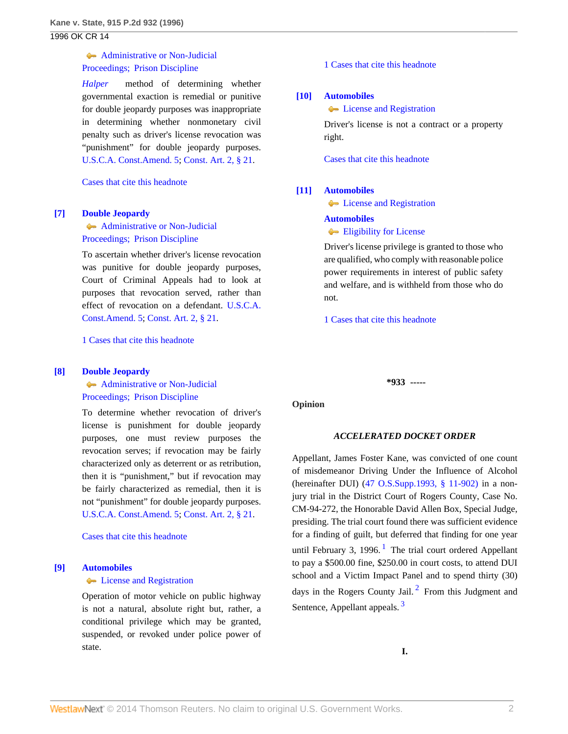Administrative or Non-Judicial Proceedings; Prison Discipline

*Halper* method of determining whether governmental exaction is remedial or punitive for double jeopardy purposes was inappropriate in determining whether nonmonetary civil penalty such as driver's license revocation was "punishment" for double jeopardy purposes. U.S.C.A. Const.Amend. 5; Const. Art. 2, § 21.

Cases that cite this headnote

**[7]** **Double Jeopardy**

Administrative or Non-Judicial Proceedings; Prison Discipline

To ascertain whether driver's license revocation was punitive for double jeopardy purposes, Court of Criminal Appeals had to look at purposes that revocation served, rather than effect of revocation on a defendant. U.S.C.A. Const.Amend. 5; Const. Art. 2, § 21.

1 Cases that cite this headnote

**[8]** **Double Jeopardy**

Administrative or Non-Judicial Proceedings; Prison Discipline

To determine whether revocation of driver's license is punishment for double jeopardy purposes, one must review purposes the revocation serves; if revocation may be fairly characterized only as deterrent or as retribution, then it is "punishment," but if revocation may be fairly characterized as remedial, then it is not "punishment" for double jeopardy purposes. U.S.C.A. Const.Amend. 5; Const. Art. 2, § 21.

Cases that cite this headnote

**[9]** **Automobiles**

License and Registration

Operation of motor vehicle on public highway is not a natural, absolute right but, rather, a conditional privilege which may be granted, suspended, or revoked under police power of state.

1 Cases that cite this headnote

**[10]** **Automobiles**

License and Registration

Driver's license is not a contract or a property right.

Cases that cite this headnote

**[11]** **Automobiles**

License and Registration

**Automobiles**

Eligibility for License

Driver's license privilege is granted to those who are qualified, who comply with reasonable police power requirements in interest of public safety and welfare, and is withheld from those who do not.

1 Cases that cite this headnote

**\*933** -----

**Opinion**

***ACCELERATED DOCKET ORDER***

Appellant, James Foster Kane, was convicted of one count of misdemeanor Driving Under the Influence of Alcohol (hereinafter DUI) (47 O.S.Supp.1993, § 11-902) in a non-jury trial in the District Court of Rogers County, Case No. CM-94-272, the Honorable David Allen Box, Special Judge, presiding. The trial court found there was sufficient evidence for a finding of guilt, but deferred that finding for one year until February 3, 1996.[1] The trial court ordered Appellant to pay a $500.00 fine, $250.00 in court costs, to attend DUI school and a Victim Impact Panel and to spend thirty (30) days in the Rogers County Jail.[2] From this Judgment and Sentence, Appellant appeals.[3]

**I.**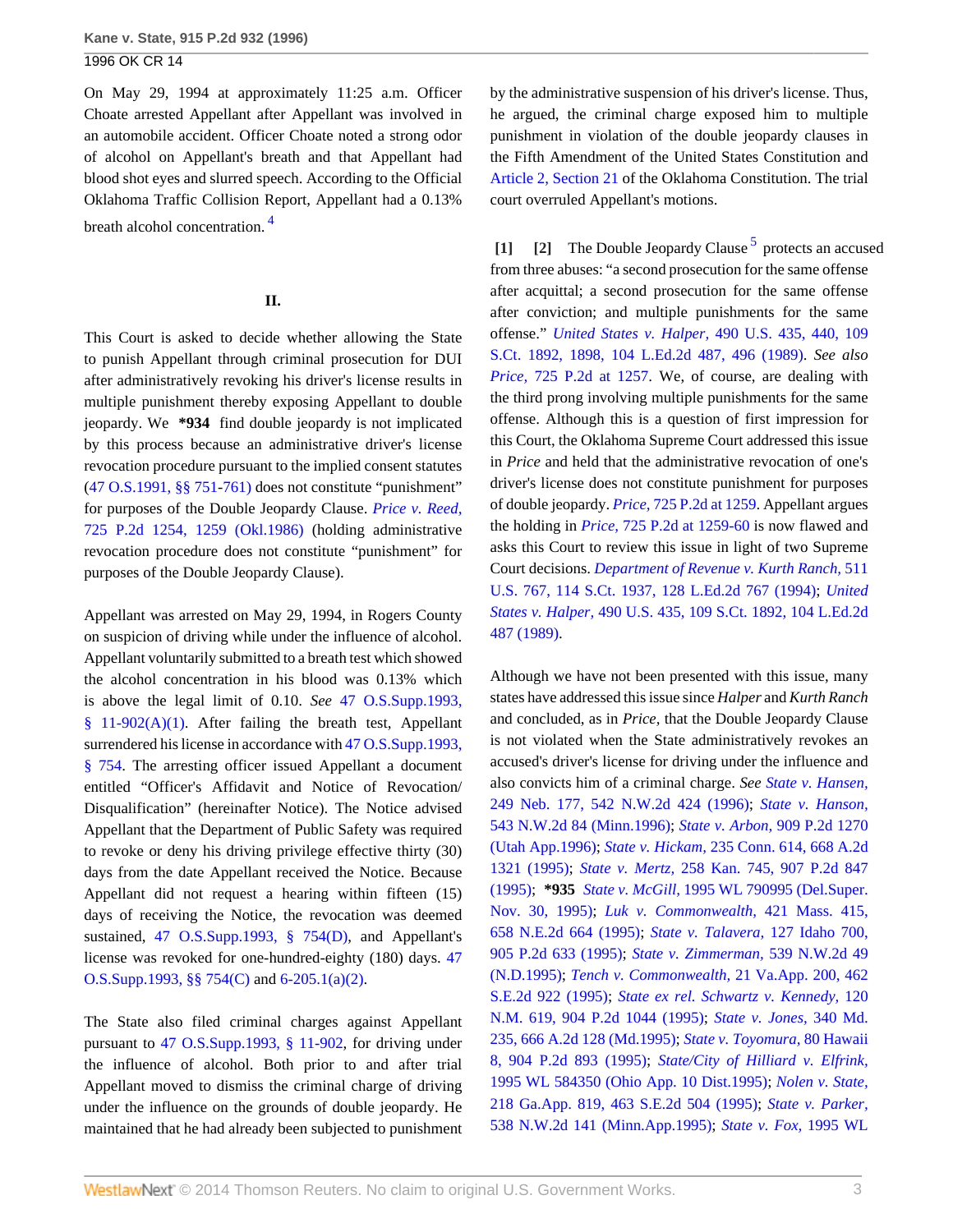On May 29, 1994 at approximately 11:25 a.m. Officer Choate arrested Appellant after Appellant was involved in an automobile accident. Officer Choate noted a strong odor of alcohol on Appellant's breath and that Appellant had blood shot eyes and slurred speech. According to the Official Oklahoma Traffic Collision Report, Appellant had a 0.13% breath alcohol concentration. [4]

## II.

This Court is asked to decide whether allowing the State to punish Appellant through criminal prosecution for DUI after administratively revoking his driver's license results in multiple punishment thereby exposing Appellant to double jeopardy. We **\*934** find double jeopardy is not implicated by this process because an administrative driver's license revocation procedure pursuant to the implied consent statutes (47 O.S.1991, §§ 751-761) does not constitute "punishment" for purposes of the Double Jeopardy Clause. *Price v. Reed,* 725 P.2d 1254, 1259 (Okl.1986) (holding administrative revocation procedure does not constitute "punishment" for purposes of the Double Jeopardy Clause).

Appellant was arrested on May 29, 1994, in Rogers County on suspicion of driving while under the influence of alcohol. Appellant voluntarily submitted to a breath test which showed the alcohol concentration in his blood was 0.13% which is above the legal limit of 0.10. *See* 47 O.S.Supp.1993, § 11-902(A)(1). After failing the breath test, Appellant surrendered his license in accordance with 47 O.S.Supp.1993, § 754. The arresting officer issued Appellant a document entitled "Officer's Affidavit and Notice of Revocation/ Disqualification" (hereinafter Notice). The Notice advised Appellant that the Department of Public Safety was required to revoke or deny his driving privilege effective thirty (30) days from the date Appellant received the Notice. Because Appellant did not request a hearing within fifteen (15) days of receiving the Notice, the revocation was deemed sustained, 47 O.S.Supp.1993, § 754(D), and Appellant's license was revoked for one-hundred-eighty (180) days. 47 O.S.Supp.1993, §§ 754(C) and 6-205.1(a)(2).

The State also filed criminal charges against Appellant pursuant to 47 O.S.Supp.1993, § 11-902, for driving under the influence of alcohol. Both prior to and after trial Appellant moved to dismiss the criminal charge of driving under the influence on the grounds of double jeopardy. He maintained that he had already been subjected to punishment by the administrative suspension of his driver's license. Thus, he argued, the criminal charge exposed him to multiple punishment in violation of the double jeopardy clauses in the Fifth Amendment of the United States Constitution and Article 2, Section 21 of the Oklahoma Constitution. The trial court overruled Appellant's motions.

**[1] [2]** The Double Jeopardy Clause [5] protects an accused from three abuses: "a second prosecution for the same offense after acquittal; a second prosecution for the same offense after conviction; and multiple punishments for the same offense." *United States v. Halper,* 490 U.S. 435, 440, 109 S.Ct. 1892, 1898, 104 L.Ed.2d 487, 496 (1989). *See also Price,* 725 P.2d at 1257. We, of course, are dealing with the third prong involving multiple punishments for the same offense. Although this is a question of first impression for this Court, the Oklahoma Supreme Court addressed this issue in *Price* and held that the administrative revocation of one's driver's license does not constitute punishment for purposes of double jeopardy. *Price,* 725 P.2d at 1259. Appellant argues the holding in *Price,* 725 P.2d at 1259-60 is now flawed and asks this Court to review this issue in light of two Supreme Court decisions. *Department of Revenue v. Kurth Ranch,* 511 U.S. 767, 114 S.Ct. 1937, 128 L.Ed.2d 767 (1994); *United States v. Halper,* 490 U.S. 435, 109 S.Ct. 1892, 104 L.Ed.2d 487 (1989).

Although we have not been presented with this issue, many states have addressed this issue since *Halper* and *Kurth Ranch* and concluded, as in *Price,* that the Double Jeopardy Clause is not violated when the State administratively revokes an accused's driver's license for driving under the influence and also convicts him of a criminal charge. *See State v. Hansen,* 249 Neb. 177, 542 N.W.2d 424 (1996); *State v. Hanson,* 543 N.W.2d 84 (Minn.1996); *State v. Arbon,* 909 P.2d 1270 (Utah App.1996); *State v. Hickam,* 235 Conn. 614, 668 A.2d 1321 (1995); *State v. Mertz,* 258 Kan. 745, 907 P.2d 847 (1995); **\*935** *State v. McGill,* 1995 WL 790995 (Del.Super. Nov. 30, 1995); *Luk v. Commonwealth,* 421 Mass. 415, 658 N.E.2d 664 (1995); *State v. Talavera,* 127 Idaho 700, 905 P.2d 633 (1995); *State v. Zimmerman,* 539 N.W.2d 49 (N.D.1995); *Tench v. Commonwealth,* 21 Va.App. 200, 462 S.E.2d 922 (1995); *State ex rel. Schwartz v. Kennedy,* 120 N.M. 619, 904 P.2d 1044 (1995); *State v. Jones,* 340 Md. 235, 666 A.2d 128 (Md.1995); *State v. Toyomura,* 80 Hawaii 8, 904 P.2d 893 (1995); *State/City of Hilliard v. Elfrink,* 1995 WL 584350 (Ohio App. 10 Dist.1995); *Nolen v. State,* 218 Ga.App. 819, 463 S.E.2d 504 (1995); *State v. Parker,* 538 N.W.2d 141 (Minn.App.1995); *State v. Fox,* 1995 WL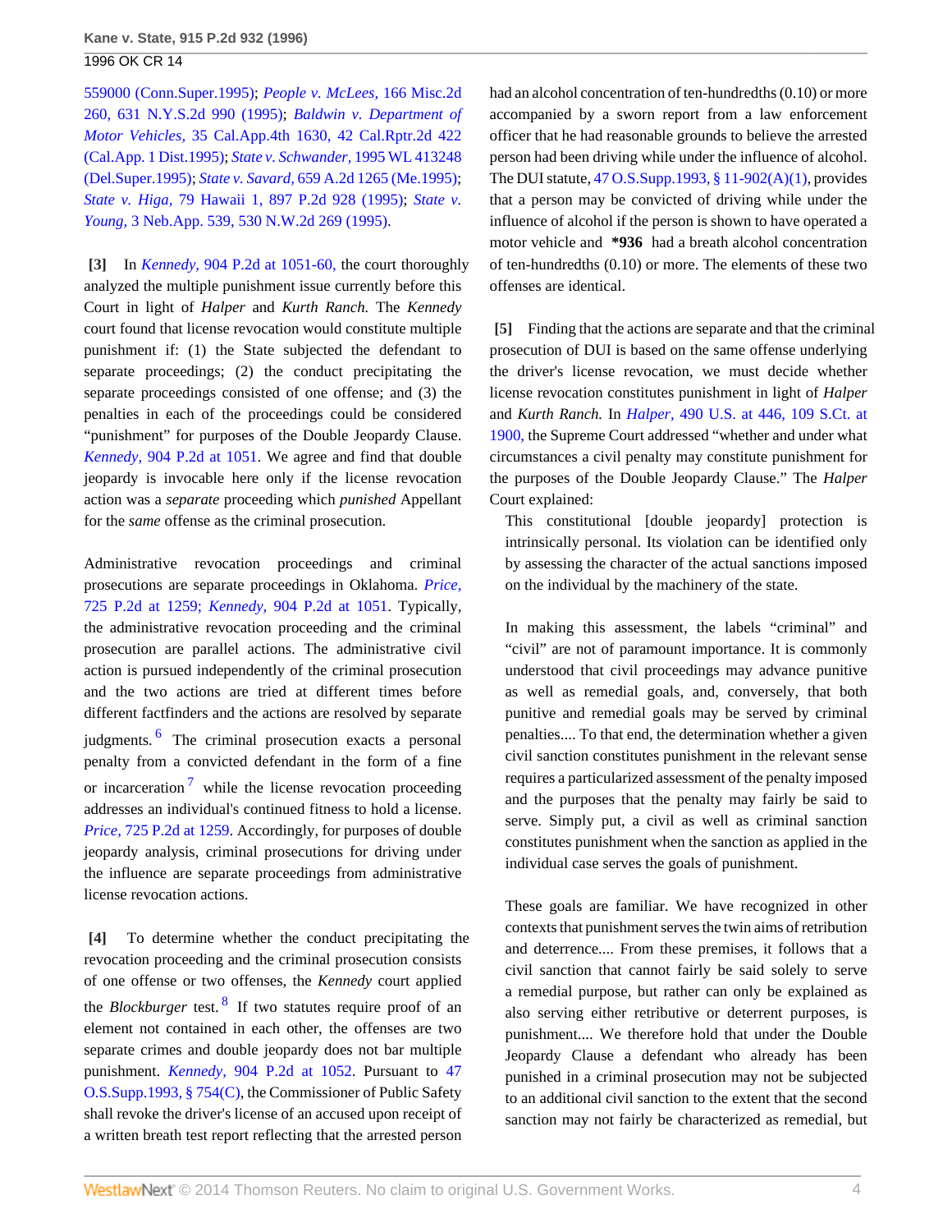559000 (Conn.Super.1995); *People v. McLees,* 166 Misc.2d 260, 631 N.Y.S.2d 990 (1995); *Baldwin v. Department of Motor Vehicles,* 35 Cal.App.4th 1630, 42 Cal.Rptr.2d 422 (Cal.App. 1 Dist.1995); *State v. Schwander,* 1995 WL 413248 (Del.Super.1995); *State v. Savard,* 659 A.2d 1265 (Me.1995); *State v. Higa,* 79 Hawaii 1, 897 P.2d 928 (1995); *State v. Young,* 3 Neb.App. 539, 530 N.W.2d 269 (1995).

**[3]** In *Kennedy,* 904 P.2d at 1051-60, the court thoroughly analyzed the multiple punishment issue currently before this Court in light of *Halper* and *Kurth Ranch.* The *Kennedy* court found that license revocation would constitute multiple punishment if: (1) the State subjected the defendant to separate proceedings; (2) the conduct precipitating the separate proceedings consisted of one offense; and (3) the penalties in each of the proceedings could be considered "punishment" for purposes of the Double Jeopardy Clause. *Kennedy,* 904 P.2d at 1051. We agree and find that double jeopardy is invocable here only if the license revocation action was a *separate* proceeding which *punished* Appellant for the *same* offense as the criminal prosecution.

Administrative revocation proceedings and criminal prosecutions are separate proceedings in Oklahoma. *Price,* 725 P.2d at 1259; *Kennedy,* 904 P.2d at 1051. Typically, the administrative revocation proceeding and the criminal prosecution are parallel actions. The administrative civil action is pursued independently of the criminal prosecution and the two actions are tried at different times before different factfinders and the actions are resolved by separate judgments.[6] The criminal prosecution exacts a personal penalty from a convicted defendant in the form of a fine or incarceration[7] while the license revocation proceeding addresses an individual's continued fitness to hold a license. *Price,* 725 P.2d at 1259. Accordingly, for purposes of double jeopardy analysis, criminal prosecutions for driving under the influence are separate proceedings from administrative license revocation actions.

**[4]** To determine whether the conduct precipitating the revocation proceeding and the criminal prosecution consists of one offense or two offenses, the *Kennedy* court applied the *Blockburger* test.[8] If two statutes require proof of an element not contained in each other, the offenses are two separate crimes and double jeopardy does not bar multiple punishment. *Kennedy,* 904 P.2d at 1052. Pursuant to 47 O.S.Supp.1993, § 754(C), the Commissioner of Public Safety shall revoke the driver's license of an accused upon receipt of a written breath test report reflecting that the arrested person had an alcohol concentration of ten-hundredths (0.10) or more accompanied by a sworn report from a law enforcement officer that he had reasonable grounds to believe the arrested person had been driving while under the influence of alcohol. The DUI statute, 47 O.S.Supp.1993, § 11-902(A)(1), provides that a person may be convicted of driving while under the influence of alcohol if the person is shown to have operated a motor vehicle and **\*936** had a breath alcohol concentration of ten-hundredths (0.10) or more. The elements of these two offenses are identical.

**[5]** Finding that the actions are separate and that the criminal prosecution of DUI is based on the same offense underlying the driver's license revocation, we must decide whether license revocation constitutes punishment in light of *Halper* and *Kurth Ranch.* In *Halper,* 490 U.S. at 446, 109 S.Ct. at 1900, the Supreme Court addressed "whether and under what circumstances a civil penalty may constitute punishment for the purposes of the Double Jeopardy Clause." The *Halper* Court explained:

> This constitutional [double jeopardy] protection is intrinsically personal. Its violation can be identified only by assessing the character of the actual sanctions imposed on the individual by the machinery of the state.
>
> In making this assessment, the labels "criminal" and "civil" are not of paramount importance. It is commonly understood that civil proceedings may advance punitive as well as remedial goals, and, conversely, that both punitive and remedial goals may be served by criminal penalties.... To that end, the determination whether a given civil sanction constitutes punishment in the relevant sense requires a particularized assessment of the penalty imposed and the purposes that the penalty may fairly be said to serve. Simply put, a civil as well as criminal sanction constitutes punishment when the sanction as applied in the individual case serves the goals of punishment.
>
> These goals are familiar. We have recognized in other contexts that punishment serves the twin aims of retribution and deterrence.... From these premises, it follows that a civil sanction that cannot fairly be said solely to serve a remedial purpose, but rather can only be explained as also serving either retributive or deterrent purposes, is punishment.... We therefore hold that under the Double Jeopardy Clause a defendant who already has been punished in a criminal prosecution may not be subjected to an additional civil sanction to the extent that the second sanction may not fairly be characterized as remedial, but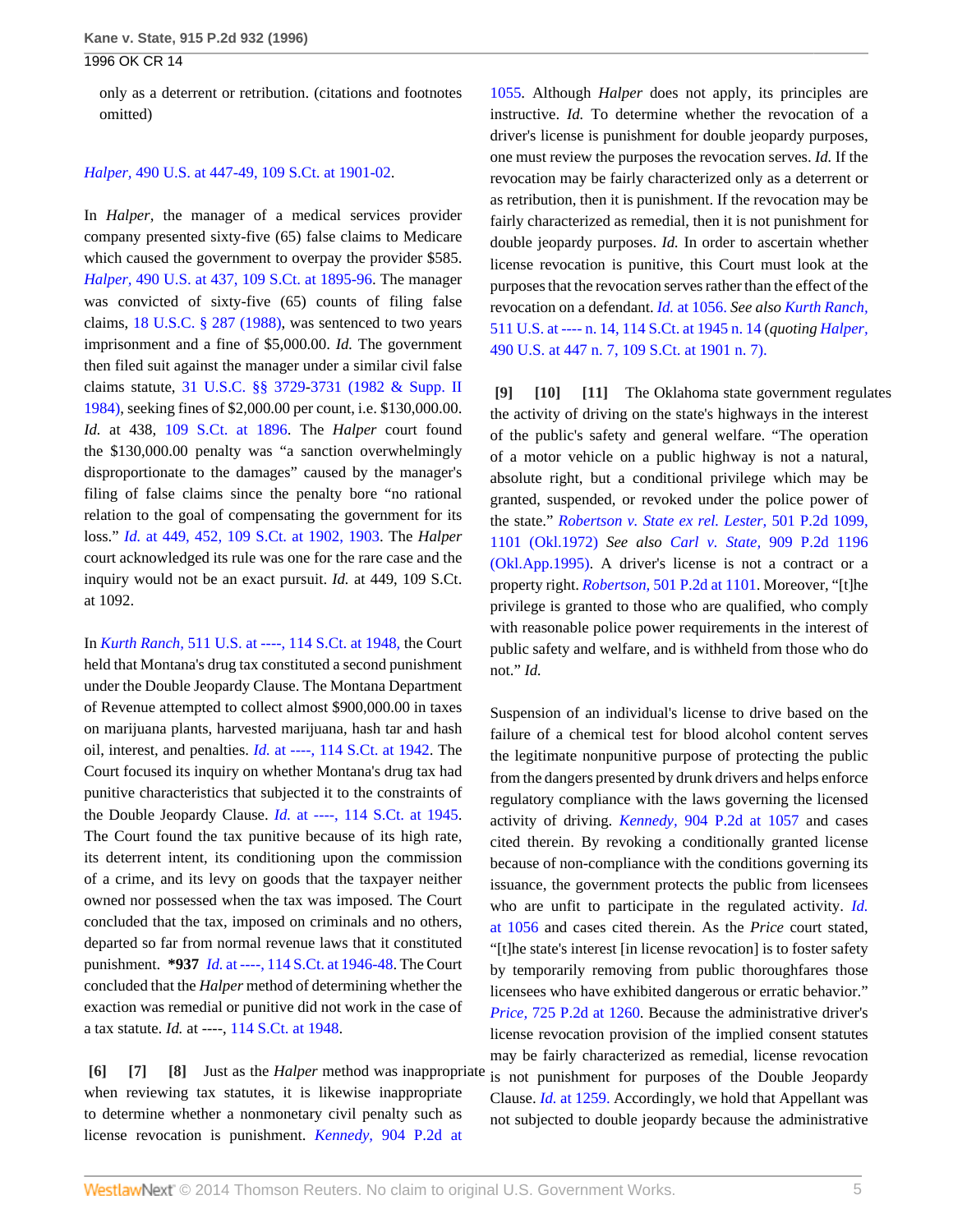only as a deterrent or retribution. (citations and footnotes omitted)

*Halper,* 490 U.S. at 447-49, 109 S.Ct. at 1901-02.

In *Halper,* the manager of a medical services provider company presented sixty-five (65) false claims to Medicare which caused the government to overpay the provider $585. *Halper,* 490 U.S. at 437, 109 S.Ct. at 1895-96. The manager was convicted of sixty-five (65) counts of filing false claims, 18 U.S.C. § 287 (1988), was sentenced to two years imprisonment and a fine of $5,000.00. *Id.* The government then filed suit against the manager under a similar civil false claims statute, 31 U.S.C. §§ 3729-3731 (1982 & Supp. II 1984), seeking fines of $2,000.00 per count, i.e. $130,000.00. *Id.* at 438, 109 S.Ct. at 1896. The *Halper* court found the $130,000.00 penalty was "a sanction overwhelmingly disproportionate to the damages" caused by the manager's filing of false claims since the penalty bore "no rational relation to the goal of compensating the government for its loss." *Id.* at 449, 452, 109 S.Ct. at 1902, 1903. The *Halper* court acknowledged its rule was one for the rare case and the inquiry would not be an exact pursuit. *Id.* at 449, 109 S.Ct. at 1092.

In *Kurth Ranch,* 511 U.S. at ----, 114 S.Ct. at 1948, the Court held that Montana's drug tax constituted a second punishment under the Double Jeopardy Clause. The Montana Department of Revenue attempted to collect almost $900,000.00 in taxes on marijuana plants, harvested marijuana, hash tar and hash oil, interest, and penalties. *Id.* at ----, 114 S.Ct. at 1942. The Court focused its inquiry on whether Montana's drug tax had punitive characteristics that subjected it to the constraints of the Double Jeopardy Clause. *Id.* at ----, 114 S.Ct. at 1945. The Court found the tax punitive because of its high rate, its deterrent intent, its conditioning upon the commission of a crime, and its levy on goods that the taxpayer neither owned nor possessed when the tax was imposed. The Court concluded that the tax, imposed on criminals and no others, departed so far from normal revenue laws that it constituted punishment. **\*937** *Id.* at ----, 114 S.Ct. at 1946-48. The Court concluded that the *Halper* method of determining whether the exaction was remedial or punitive did not work in the case of a tax statute. *Id.* at ----, 114 S.Ct. at 1948.

**[6] [7] [8]** Just as the *Halper* method was inappropriate when reviewing tax statutes, it is likewise inappropriate to determine whether a nonmonetary civil penalty such as license revocation is punishment. *Kennedy,* 904 P.2d at 1055. Although *Halper* does not apply, its principles are instructive. *Id.* To determine whether the revocation of a driver's license is punishment for double jeopardy purposes, one must review the purposes the revocation serves. *Id.* If the revocation may be fairly characterized only as a deterrent or as retribution, then it is punishment. If the revocation may be fairly characterized as remedial, then it is not punishment for double jeopardy purposes. *Id.* In order to ascertain whether license revocation is punitive, this Court must look at the purposes that the revocation serves rather than the effect of the revocation on a defendant. *Id.* at 1056. *See also Kurth Ranch,* 511 U.S. at ---- n. 14, 114 S.Ct. at 1945 n. 14 (*quoting Halper,* 490 U.S. at 447 n. 7, 109 S.Ct. at 1901 n. 7).

**[9] [10] [11]** The Oklahoma state government regulates the activity of driving on the state's highways in the interest of the public's safety and general welfare. "The operation of a motor vehicle on a public highway is not a natural, absolute right, but a conditional privilege which may be granted, suspended, or revoked under the police power of the state." *Robertson v. State ex rel. Lester,* 501 P.2d 1099, 1101 (Okl.1972) *See also Carl v. State,* 909 P.2d 1196 (Okl.App.1995). A driver's license is not a contract or a property right. *Robertson,* 501 P.2d at 1101. Moreover, "[t]he privilege is granted to those who are qualified, who comply with reasonable police power requirements in the interest of public safety and welfare, and is withheld from those who do not." *Id.*

Suspension of an individual's license to drive based on the failure of a chemical test for blood alcohol content serves the legitimate nonpunitive purpose of protecting the public from the dangers presented by drunk drivers and helps enforce regulatory compliance with the laws governing the licensed activity of driving. *Kennedy,* 904 P.2d at 1057 and cases cited therein. By revoking a conditionally granted license because of non-compliance with the conditions governing its issuance, the government protects the public from licensees who are unfit to participate in the regulated activity. *Id.* at 1056 and cases cited therein. As the *Price* court stated, "[t]he state's interest [in license revocation] is to foster safety by temporarily removing from public thoroughfares those licensees who have exhibited dangerous or erratic behavior." *Price,* 725 P.2d at 1260. Because the administrative driver's license revocation provision of the implied consent statutes may be fairly characterized as remedial, license revocation is not punishment for purposes of the Double Jeopardy Clause. *Id.* at 1259. Accordingly, we hold that Appellant was not subjected to double jeopardy because the administrative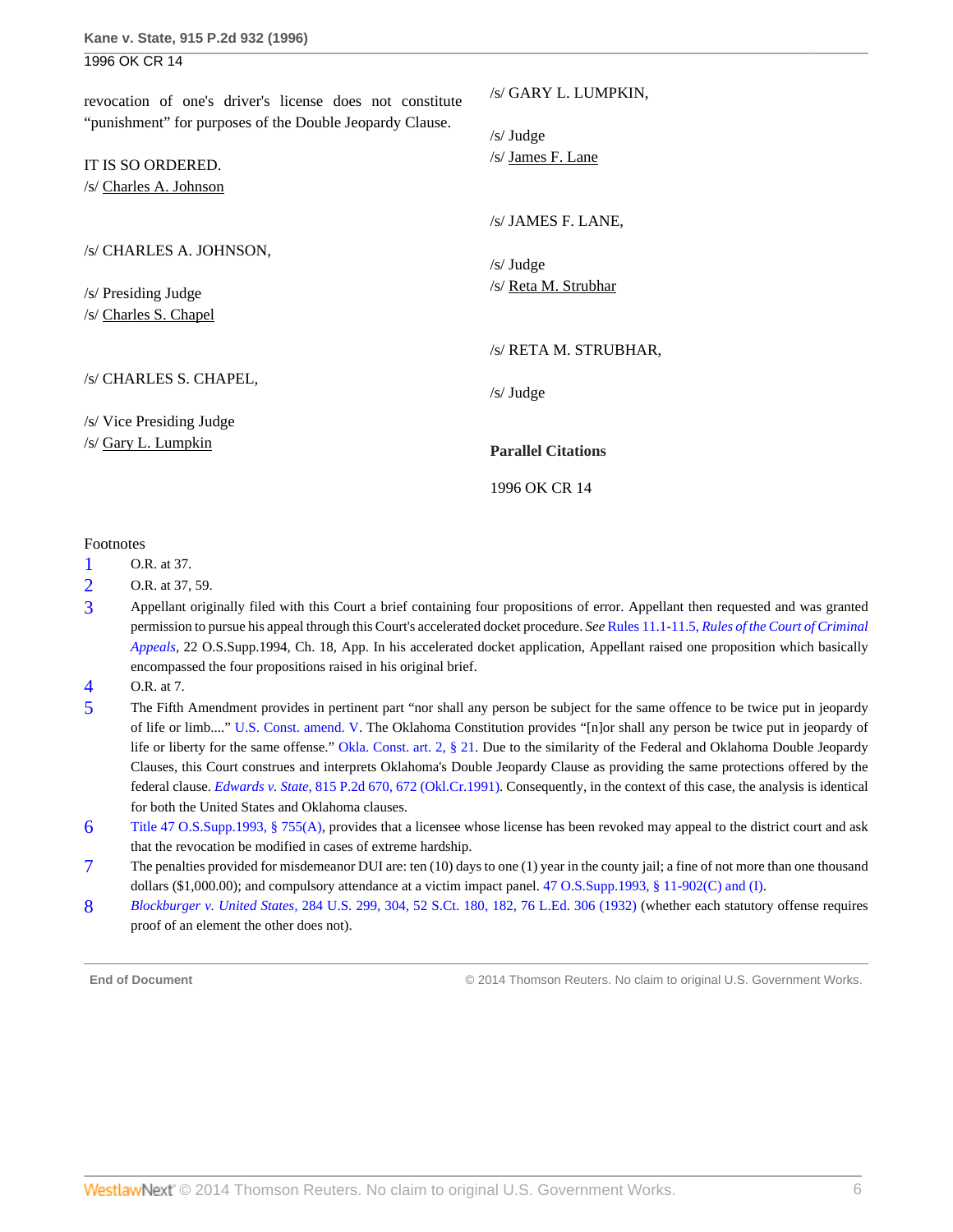revocation of one's driver's license does not constitute "punishment" for purposes of the Double Jeopardy Clause.

IT IS SO ORDERED.
/s/ Charles A. Johnson

/s/ CHARLES A. JOHNSON,

/s/ Presiding Judge
/s/ Charles S. Chapel

/s/ CHARLES S. CHAPEL,

/s/ Vice Presiding Judge
/s/ Gary L. Lumpkin

/s/ GARY L. LUMPKIN,

/s/ Judge
/s/ James F. Lane

/s/ JAMES F. LANE,

/s/ Judge
/s/ Reta M. Strubhar

/s/ RETA M. STRUBHAR,

/s/ Judge

**Parallel Citations**

1996 OK CR 14

Footnotes

1. O.R. at 37.
2. O.R. at 37, 59.
3. Appellant originally filed with this Court a brief containing four propositions of error. Appellant then requested and was granted permission to pursue his appeal through this Court's accelerated docket procedure. *See* Rules 11.1-11.5, *Rules of the Court of Criminal Appeals*, 22 O.S.Supp.1994, Ch. 18, App. In his accelerated docket application, Appellant raised one proposition which basically encompassed the four propositions raised in his original brief.
4. O.R. at 7.
5. The Fifth Amendment provides in pertinent part "nor shall any person be subject for the same offence to be twice put in jeopardy of life or limb...." U.S. Const. amend. V. The Oklahoma Constitution provides "[n]or shall any person be twice put in jeopardy of life or liberty for the same offense." Okla. Const. art. 2, § 21. Due to the similarity of the Federal and Oklahoma Double Jeopardy Clauses, this Court construes and interprets Oklahoma's Double Jeopardy Clause as providing the same protections offered by the federal clause. *Edwards v. State*, 815 P.2d 670, 672 (Okl.Cr.1991). Consequently, in the context of this case, the analysis is identical for both the United States and Oklahoma clauses.
6. Title 47 O.S.Supp.1993, § 755(A), provides that a licensee whose license has been revoked may appeal to the district court and ask that the revocation be modified in cases of extreme hardship.
7. The penalties provided for misdemeanor DUI are: ten (10) days to one (1) year in the county jail; a fine of not more than one thousand dollars ($1,000.00); and compulsory attendance at a victim impact panel. 47 O.S.Supp.1993, § 11-902(C) and (I).
8. *Blockburger v. United States*, 284 U.S. 299, 304, 52 S.Ct. 180, 182, 76 L.Ed. 306 (1932) (whether each statutory offense requires proof of an element the other does not).

End of Document © 2014 Thomson Reuters. No claim to original U.S. Government Works.